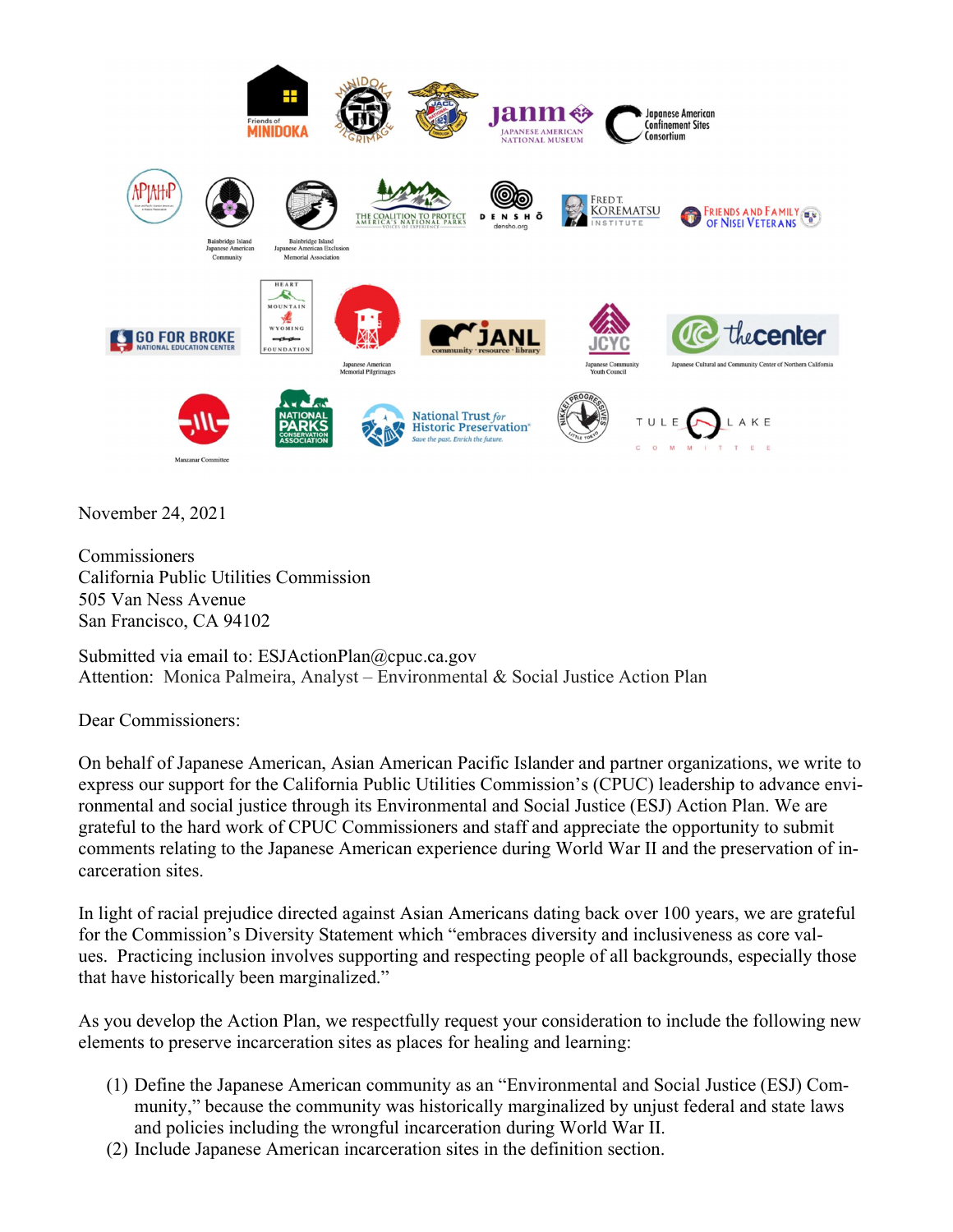November 24, 2021

Commissioners
California Public Utilities Commission
505 Van Ness Avenue
San Francisco, CA 94102

Submitted via email to: ESJActionPlan@cpuc.ca.gov
Attention: Monica Palmeira, Analyst – Environmental & Social Justice Action Plan

Dear Commissioners:

On behalf of Japanese American, Asian American Pacific Islander and partner organizations, we write to express our support for the California Public Utilities Commission's (CPUC) leadership to advance environmental and social justice through its Environmental and Social Justice (ESJ) Action Plan. We are grateful to the hard work of CPUC Commissioners and staff and appreciate the opportunity to submit comments relating to the Japanese American experience during World War II and the preservation of incarceration sites.

In light of racial prejudice directed against Asian Americans dating back over 100 years, we are grateful for the Commission's Diversity Statement which "embraces diversity and inclusiveness as core values. Practicing inclusion involves supporting and respecting people of all backgrounds, especially those that have historically been marginalized."

As you develop the Action Plan, we respectfully request your consideration to include the following new elements to preserve incarceration sites as places for healing and learning:

(1) Define the Japanese American community as an "Environmental and Social Justice (ESJ) Community," because the community was historically marginalized by unjust federal and state laws and policies including the wrongful incarceration during World War II.
(2) Include Japanese American incarceration sites in the definition section.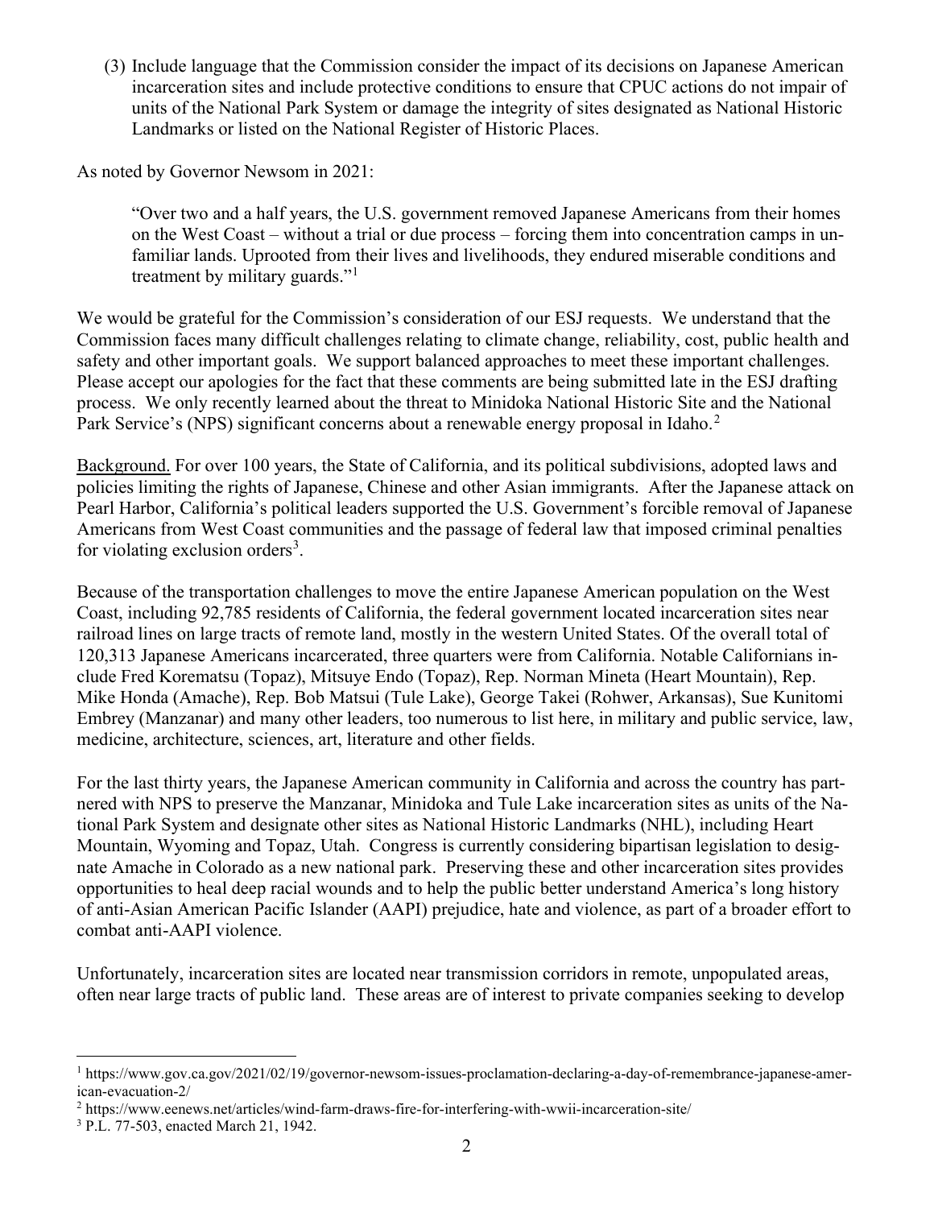(3) Include language that the Commission consider the impact of its decisions on Japanese American incarceration sites and include protective conditions to ensure that CPUC actions do not impair of units of the National Park System or damage the integrity of sites designated as National Historic Landmarks or listed on the National Register of Historic Places.

As noted by Governor Newsom in 2021:

> "Over two and a half years, the U.S. government removed Japanese Americans from their homes on the West Coast – without a trial or due process – forcing them into concentration camps in unfamiliar lands. Uprooted from their lives and livelihoods, they endured miserable conditions and treatment by military guards."[1]

We would be grateful for the Commission's consideration of our ESJ requests. We understand that the Commission faces many difficult challenges relating to climate change, reliability, cost, public health and safety and other important goals. We support balanced approaches to meet these important challenges. Please accept our apologies for the fact that these comments are being submitted late in the ESJ drafting process. We only recently learned about the threat to Minidoka National Historic Site and the National Park Service's (NPS) significant concerns about a renewable energy proposal in Idaho.[2]

<u>Background.</u> For over 100 years, the State of California, and its political subdivisions, adopted laws and policies limiting the rights of Japanese, Chinese and other Asian immigrants. After the Japanese attack on Pearl Harbor, California's political leaders supported the U.S. Government's forcible removal of Japanese Americans from West Coast communities and the passage of federal law that imposed criminal penalties for violating exclusion orders[3].

Because of the transportation challenges to move the entire Japanese American population on the West Coast, including 92,785 residents of California, the federal government located incarceration sites near railroad lines on large tracts of remote land, mostly in the western United States. Of the overall total of 120,313 Japanese Americans incarcerated, three quarters were from California. Notable Californians include Fred Korematsu (Topaz), Mitsuye Endo (Topaz), Rep. Norman Mineta (Heart Mountain), Rep. Mike Honda (Amache), Rep. Bob Matsui (Tule Lake), George Takei (Rohwer, Arkansas), Sue Kunitomi Embrey (Manzanar) and many other leaders, too numerous to list here, in military and public service, law, medicine, architecture, sciences, art, literature and other fields.

For the last thirty years, the Japanese American community in California and across the country has partnered with NPS to preserve the Manzanar, Minidoka and Tule Lake incarceration sites as units of the National Park System and designate other sites as National Historic Landmarks (NHL), including Heart Mountain, Wyoming and Topaz, Utah. Congress is currently considering bipartisan legislation to designate Amache in Colorado as a new national park. Preserving these and other incarceration sites provides opportunities to heal deep racial wounds and to help the public better understand America's long history of anti-Asian American Pacific Islander (AAPI) prejudice, hate and violence, as part of a broader effort to combat anti-AAPI violence.

Unfortunately, incarceration sites are located near transmission corridors in remote, unpopulated areas, often near large tracts of public land. These areas are of interest to private companies seeking to develop

---

[1] https://www.gov.ca.gov/2021/02/19/governor-newsom-issues-proclamation-declaring-a-day-of-remembrance-japanese-american-evacuation-2/

[2] https://www.eenews.net/articles/wind-farm-draws-fire-for-interfering-with-wwii-incarceration-site/

[3] P.L. 77-503, enacted March 21, 1942.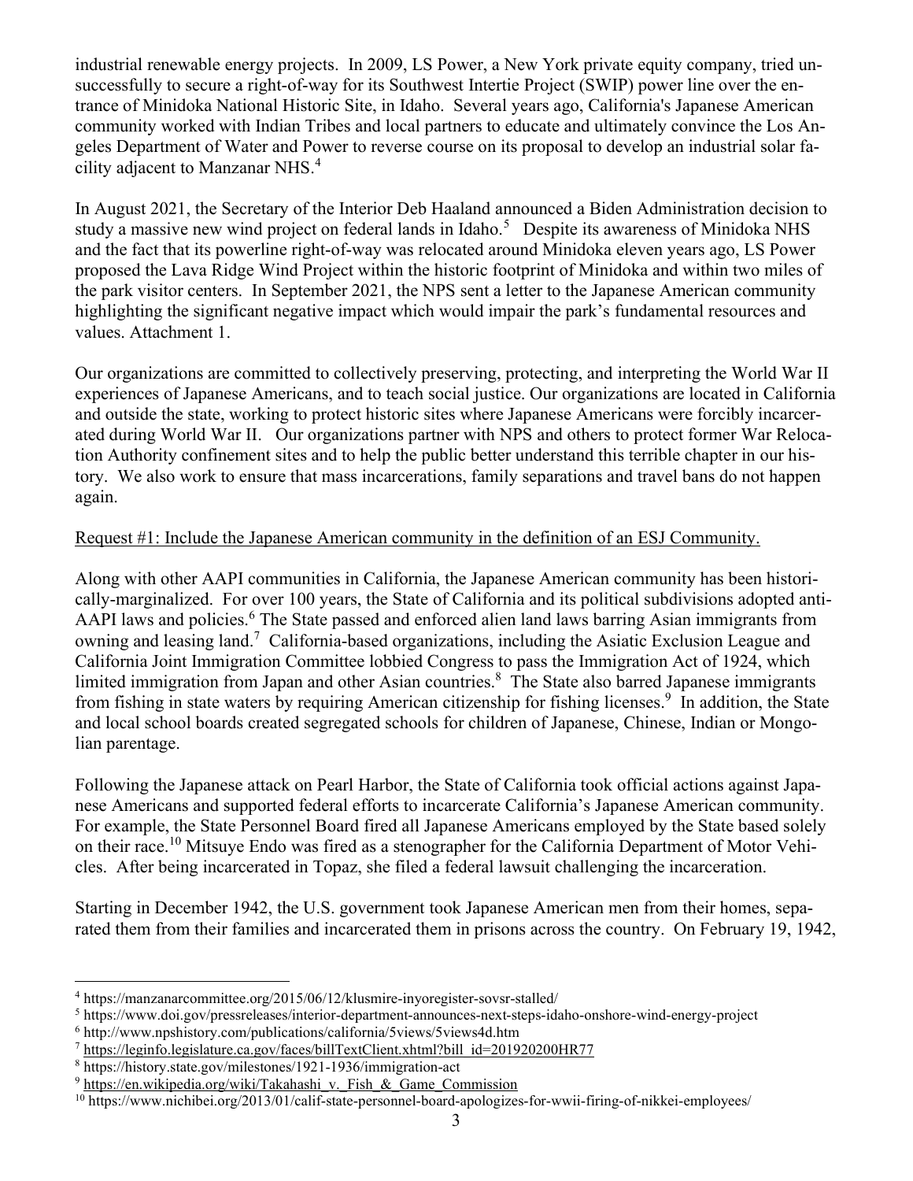industrial renewable energy projects. In 2009, LS Power, a New York private equity company, tried unsuccessfully to secure a right-of-way for its Southwest Intertie Project (SWIP) power line over the entrance of Minidoka National Historic Site, in Idaho. Several years ago, California's Japanese American community worked with Indian Tribes and local partners to educate and ultimately convince the Los Angeles Department of Water and Power to reverse course on its proposal to develop an industrial solar facility adjacent to Manzanar NHS.[4]

In August 2021, the Secretary of the Interior Deb Haaland announced a Biden Administration decision to study a massive new wind project on federal lands in Idaho.[5] Despite its awareness of Minidoka NHS and the fact that its powerline right-of-way was relocated around Minidoka eleven years ago, LS Power proposed the Lava Ridge Wind Project within the historic footprint of Minidoka and within two miles of the park visitor centers. In September 2021, the NPS sent a letter to the Japanese American community highlighting the significant negative impact which would impair the park's fundamental resources and values. Attachment 1.

Our organizations are committed to collectively preserving, protecting, and interpreting the World War II experiences of Japanese Americans, and to teach social justice. Our organizations are located in California and outside the state, working to protect historic sites where Japanese Americans were forcibly incarcerated during World War II. Our organizations partner with NPS and others to protect former War Relocation Authority confinement sites and to help the public better understand this terrible chapter in our history. We also work to ensure that mass incarcerations, family separations and travel bans do not happen again.

Request #1: Include the Japanese American community in the definition of an ESJ Community.

Along with other AAPI communities in California, the Japanese American community has been historically-marginalized. For over 100 years, the State of California and its political subdivisions adopted anti-AAPI laws and policies.[6] The State passed and enforced alien land laws barring Asian immigrants from owning and leasing land.[7] California-based organizations, including the Asiatic Exclusion League and California Joint Immigration Committee lobbied Congress to pass the Immigration Act of 1924, which limited immigration from Japan and other Asian countries.[8] The State also barred Japanese immigrants from fishing in state waters by requiring American citizenship for fishing licenses.[9] In addition, the State and local school boards created segregated schools for children of Japanese, Chinese, Indian or Mongolian parentage.

Following the Japanese attack on Pearl Harbor, the State of California took official actions against Japanese Americans and supported federal efforts to incarcerate California's Japanese American community. For example, the State Personnel Board fired all Japanese Americans employed by the State based solely on their race.[10] Mitsuye Endo was fired as a stenographer for the California Department of Motor Vehicles. After being incarcerated in Topaz, she filed a federal lawsuit challenging the incarceration.

Starting in December 1942, the U.S. government took Japanese American men from their homes, separated them from their families and incarcerated them in prisons across the country. On February 19, 1942,

---

[4] https://manzanarcommittee.org/2015/06/12/klusmire-inyoregister-sovsr-stalled/

[5] https://www.doi.gov/pressreleases/interior-department-announces-next-steps-idaho-onshore-wind-energy-project

[6] http://www.npshistory.com/publications/california/5views/5views4d.htm

[7] https://leginfo.legislature.ca.gov/faces/billTextClient.xhtml?bill_id=201920200HR77

[8] https://history.state.gov/milestones/1921-1936/immigration-act

[9] https://en.wikipedia.org/wiki/Takahashi_v._Fish_&_Game_Commission

[10] https://www.nichibei.org/2013/01/calif-state-personnel-board-apologizes-for-wwii-firing-of-nikkei-employees/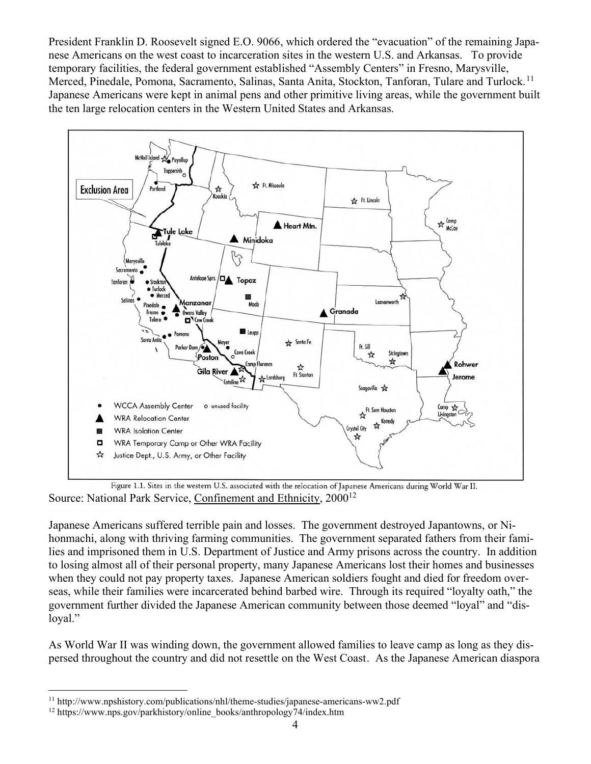President Franklin D. Roosevelt signed E.O. 9066, which ordered the "evacuation" of the remaining Japanese Americans on the west coast to incarceration sites in the western U.S. and Arkansas. To provide temporary facilities, the federal government established "Assembly Centers" in Fresno, Marysville, Merced, Pinedale, Pomona, Sacramento, Salinas, Santa Anita, Stockton, Tanforan, Tulare and Turlock.[11] Japanese Americans were kept in animal pens and other primitive living areas, while the government built the ten large relocation centers in the Western United States and Arkansas.

Figure 1.1. Sites in the western U.S. associated with the relocation of Japanese Americans during World War II.

Source: National Park Service, Confinement and Ethnicity, 2000[12]

Japanese Americans suffered terrible pain and losses. The government destroyed Japantowns, or Nihonmachi, along with thriving farming communities. The government separated fathers from their families and imprisoned them in U.S. Department of Justice and Army prisons across the country. In addition to losing almost all of their personal property, many Japanese Americans lost their homes and businesses when they could not pay property taxes. Japanese American soldiers fought and died for freedom overseas, while their families were incarcerated behind barbed wire. Through its required "loyalty oath," the government further divided the Japanese American community between those deemed "loyal" and "disloyal."

As World War II was winding down, the government allowed families to leave camp as long as they dispersed throughout the country and did not resettle on the West Coast. As the Japanese American diaspora

---

[11] http://www.npshistory.com/publications/nhl/theme-studies/japanese-americans-ww2.pdf

[12] https://www.nps.gov/parkhistory/online_books/anthropology74/index.htm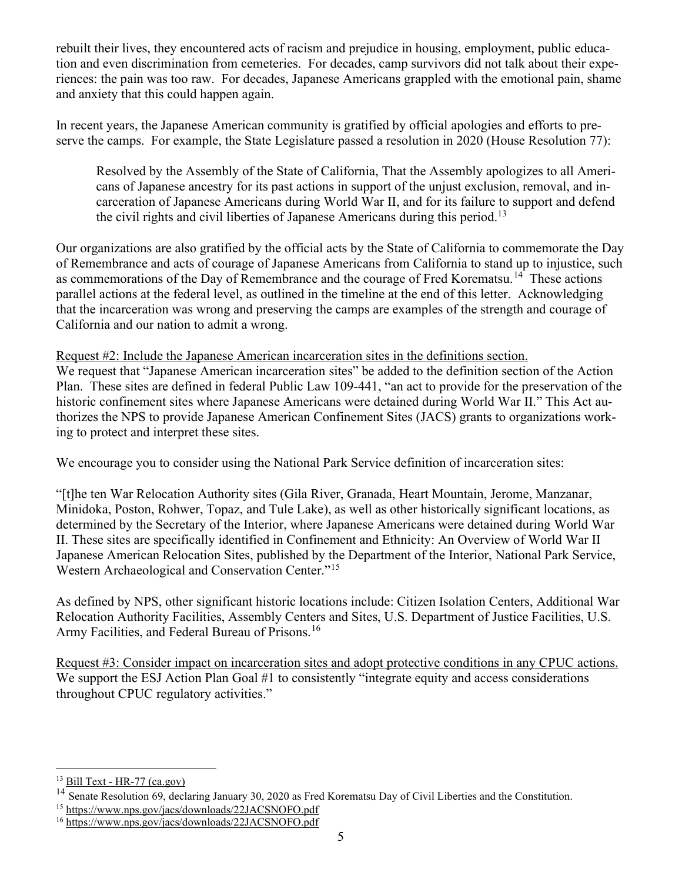rebuilt their lives, they encountered acts of racism and prejudice in housing, employment, public education and even discrimination from cemeteries. For decades, camp survivors did not talk about their experiences: the pain was too raw. For decades, Japanese Americans grappled with the emotional pain, shame and anxiety that this could happen again.

In recent years, the Japanese American community is gratified by official apologies and efforts to preserve the camps. For example, the State Legislature passed a resolution in 2020 (House Resolution 77):

> Resolved by the Assembly of the State of California, That the Assembly apologizes to all Americans of Japanese ancestry for its past actions in support of the unjust exclusion, removal, and incarceration of Japanese Americans during World War II, and for its failure to support and defend the civil rights and civil liberties of Japanese Americans during this period.[13]

Our organizations are also gratified by the official acts by the State of California to commemorate the Day of Remembrance and acts of courage of Japanese Americans from California to stand up to injustice, such as commemorations of the Day of Remembrance and the courage of Fred Korematsu.[14] These actions parallel actions at the federal level, as outlined in the timeline at the end of this letter. Acknowledging that the incarceration was wrong and preserving the camps are examples of the strength and courage of California and our nation to admit a wrong.

<u>Request #2: Include the Japanese American incarceration sites in the definitions section.</u>
We request that "Japanese American incarceration sites" be added to the definition section of the Action Plan. These sites are defined in federal Public Law 109-441, "an act to provide for the preservation of the historic confinement sites where Japanese Americans were detained during World War II." This Act authorizes the NPS to provide Japanese American Confinement Sites (JACS) grants to organizations working to protect and interpret these sites.

We encourage you to consider using the National Park Service definition of incarceration sites:

"[t]he ten War Relocation Authority sites (Gila River, Granada, Heart Mountain, Jerome, Manzanar, Minidoka, Poston, Rohwer, Topaz, and Tule Lake), as well as other historically significant locations, as determined by the Secretary of the Interior, where Japanese Americans were detained during World War II. These sites are specifically identified in Confinement and Ethnicity: An Overview of World War II Japanese American Relocation Sites, published by the Department of the Interior, National Park Service, Western Archaeological and Conservation Center."[15]

As defined by NPS, other significant historic locations include: Citizen Isolation Centers, Additional War Relocation Authority Facilities, Assembly Centers and Sites, U.S. Department of Justice Facilities, U.S. Army Facilities, and Federal Bureau of Prisons.[16]

<u>Request #3: Consider impact on incarceration sites and adopt protective conditions in any CPUC actions.</u>
We support the ESJ Action Plan Goal #1 to consistently "integrate equity and access considerations throughout CPUC regulatory activities."

---

[13] Bill Text - HR-77 (ca.gov)

[14] Senate Resolution 69, declaring January 30, 2020 as Fred Korematsu Day of Civil Liberties and the Constitution.

[15] https://www.nps.gov/jacs/downloads/22JACSNOFO.pdf

[16] https://www.nps.gov/jacs/downloads/22JACSNOFO.pdf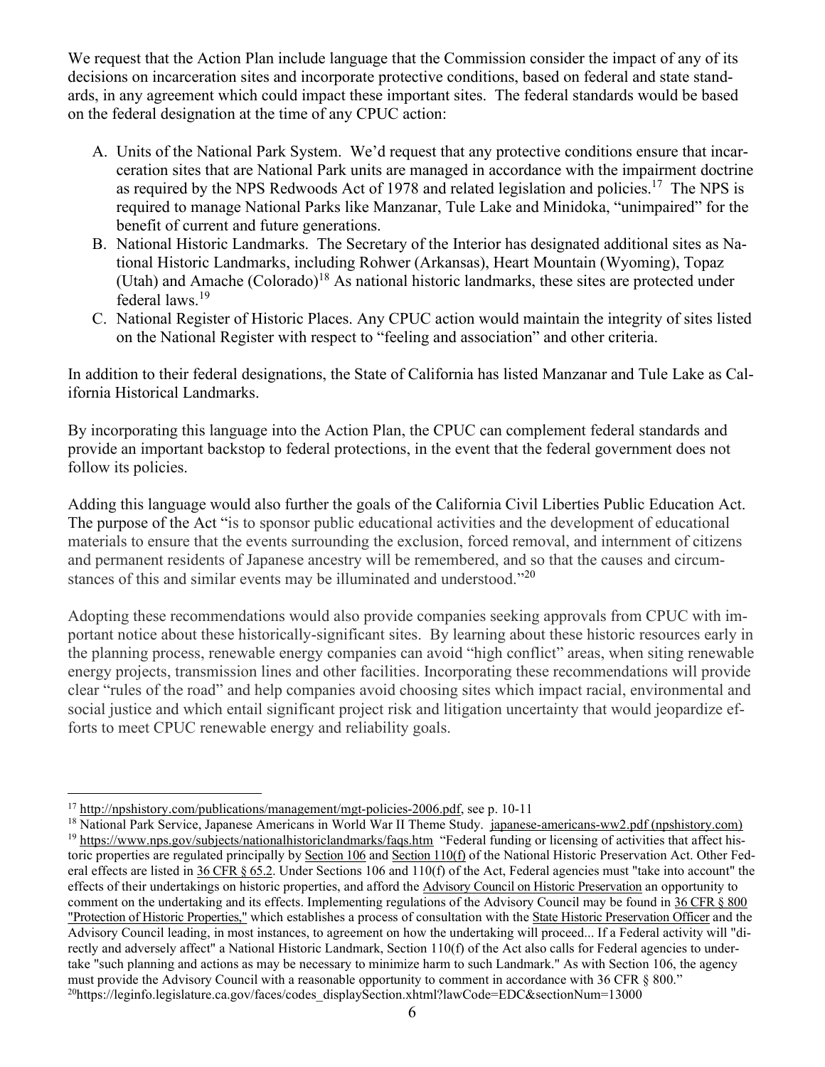We request that the Action Plan include language that the Commission consider the impact of any of its decisions on incarceration sites and incorporate protective conditions, based on federal and state standards, in any agreement which could impact these important sites. The federal standards would be based on the federal designation at the time of any CPUC action:

A. Units of the National Park System. We'd request that any protective conditions ensure that incarceration sites that are National Park units are managed in accordance with the impairment doctrine as required by the NPS Redwoods Act of 1978 and related legislation and policies.[17] The NPS is required to manage National Parks like Manzanar, Tule Lake and Minidoka, "unimpaired" for the benefit of current and future generations.
B. National Historic Landmarks. The Secretary of the Interior has designated additional sites as National Historic Landmarks, including Rohwer (Arkansas), Heart Mountain (Wyoming), Topaz (Utah) and Amache (Colorado)[18] As national historic landmarks, these sites are protected under federal laws.[19]
C. National Register of Historic Places. Any CPUC action would maintain the integrity of sites listed on the National Register with respect to "feeling and association" and other criteria.

In addition to their federal designations, the State of California has listed Manzanar and Tule Lake as California Historical Landmarks.

By incorporating this language into the Action Plan, the CPUC can complement federal standards and provide an important backstop to federal protections, in the event that the federal government does not follow its policies.

Adding this language would also further the goals of the California Civil Liberties Public Education Act. The purpose of the Act "is to sponsor public educational activities and the development of educational materials to ensure that the events surrounding the exclusion, forced removal, and internment of citizens and permanent residents of Japanese ancestry will be remembered, and so that the causes and circumstances of this and similar events may be illuminated and understood."[20]

Adopting these recommendations would also provide companies seeking approvals from CPUC with important notice about these historically-significant sites. By learning about these historic resources early in the planning process, renewable energy companies can avoid "high conflict" areas, when siting renewable energy projects, transmission lines and other facilities. Incorporating these recommendations will provide clear "rules of the road" and help companies avoid choosing sites which impact racial, environmental and social justice and which entail significant project risk and litigation uncertainty that would jeopardize efforts to meet CPUC renewable energy and reliability goals.

---

[17] http://npshistory.com/publications/management/mgt-policies-2006.pdf, see p. 10-11

[18] National Park Service, Japanese Americans in World War II Theme Study. japanese-americans-ww2.pdf (npshistory.com)

[19] https://www.nps.gov/subjects/nationalhistoriclandmarks/faqs.htm "Federal funding or licensing of activities that affect historic properties are regulated principally by Section 106 and Section 110(f) of the National Historic Preservation Act. Other Federal effects are listed in 36 CFR § 65.2. Under Sections 106 and 110(f) of the Act, Federal agencies must "take into account" the effects of their undertakings on historic properties, and afford the Advisory Council on Historic Preservation an opportunity to comment on the undertaking and its effects. Implementing regulations of the Advisory Council may be found in 36 CFR § 800 "Protection of Historic Properties," which establishes a process of consultation with the State Historic Preservation Officer and the Advisory Council leading, in most instances, to agreement on how the undertaking will proceed... If a Federal activity will "directly and adversely affect" a National Historic Landmark, Section 110(f) of the Act also calls for Federal agencies to undertake "such planning and actions as may be necessary to minimize harm to such Landmark." As with Section 106, the agency must provide the Advisory Council with a reasonable opportunity to comment in accordance with 36 CFR § 800."

[20] https://leginfo.legislature.ca.gov/faces/codes_displaySection.xhtml?lawCode=EDC&sectionNum=13000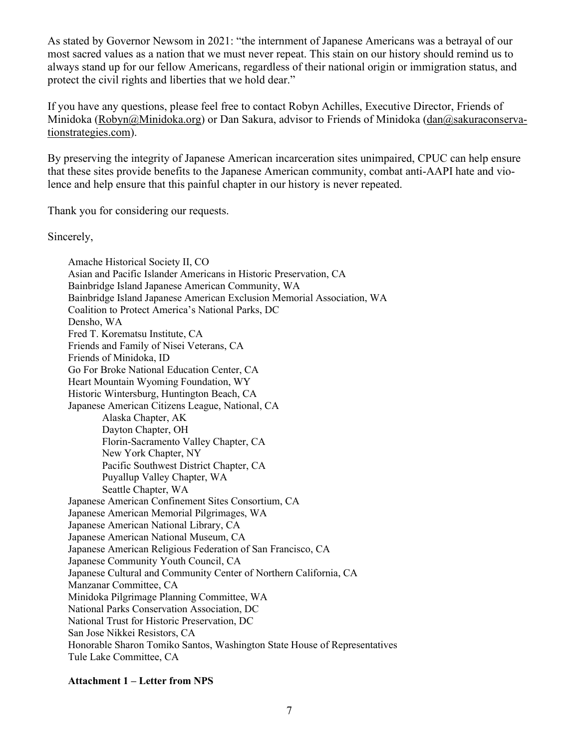As stated by Governor Newsom in 2021: "the internment of Japanese Americans was a betrayal of our most sacred values as a nation that we must never repeat. This stain on our history should remind us to always stand up for our fellow Americans, regardless of their national origin or immigration status, and protect the civil rights and liberties that we hold dear."

If you have any questions, please feel free to contact Robyn Achilles, Executive Director, Friends of Minidoka (Robyn@Minidoka.org) or Dan Sakura, advisor to Friends of Minidoka (dan@sakuraconservationstrategies.com).

By preserving the integrity of Japanese American incarceration sites unimpaired, CPUC can help ensure that these sites provide benefits to the Japanese American community, combat anti-AAPI hate and violence and help ensure that this painful chapter in our history is never repeated.

Thank you for considering our requests.

Sincerely,

Amache Historical Society II, CO
Asian and Pacific Islander Americans in Historic Preservation, CA
Bainbridge Island Japanese American Community, WA
Bainbridge Island Japanese American Exclusion Memorial Association, WA
Coalition to Protect America's National Parks, DC
Densho, WA
Fred T. Korematsu Institute, CA
Friends and Family of Nisei Veterans, CA
Friends of Minidoka, ID
Go For Broke National Education Center, CA
Heart Mountain Wyoming Foundation, WY
Historic Wintersburg, Huntington Beach, CA
Japanese American Citizens League, National, CA
- Alaska Chapter, AK
- Dayton Chapter, OH
- Florin-Sacramento Valley Chapter, CA
- New York Chapter, NY
- Pacific Southwest District Chapter, CA
- Puyallup Valley Chapter, WA
- Seattle Chapter, WA

Japanese American Confinement Sites Consortium, CA
Japanese American Memorial Pilgrimages, WA
Japanese American National Library, CA
Japanese American National Museum, CA
Japanese American Religious Federation of San Francisco, CA
Japanese Community Youth Council, CA
Japanese Cultural and Community Center of Northern California, CA
Manzanar Committee, CA
Minidoka Pilgrimage Planning Committee, WA
National Parks Conservation Association, DC
National Trust for Historic Preservation, DC
San Jose Nikkei Resistors, CA
Honorable Sharon Tomiko Santos, Washington State House of Representatives
Tule Lake Committee, CA

**Attachment 1 – Letter from NPS**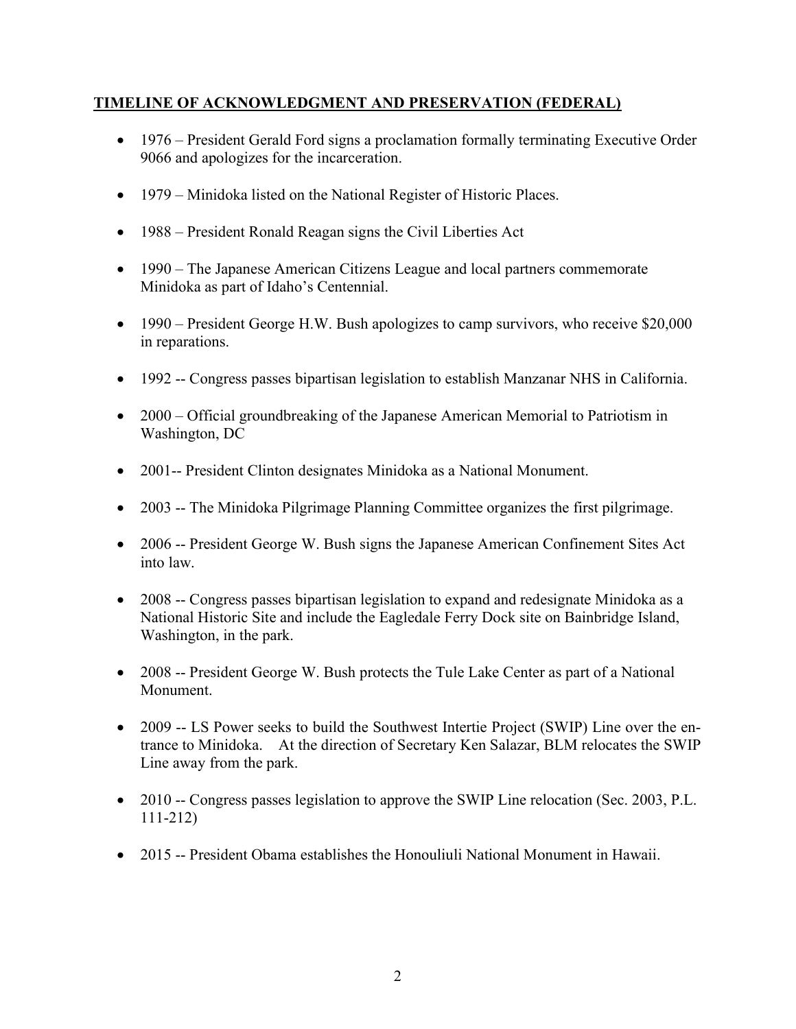## **TIMELINE OF ACKNOWLEDGMENT AND PRESERVATION (FEDERAL)**

- 1976 – President Gerald Ford signs a proclamation formally terminating Executive Order 9066 and apologizes for the incarceration.
- 1979 – Minidoka listed on the National Register of Historic Places.
- 1988 – President Ronald Reagan signs the Civil Liberties Act
- 1990 – The Japanese American Citizens League and local partners commemorate Minidoka as part of Idaho's Centennial.
- 1990 – President George H.W. Bush apologizes to camp survivors, who receive $20,000 in reparations.
- 1992 -- Congress passes bipartisan legislation to establish Manzanar NHS in California.
- 2000 – Official groundbreaking of the Japanese American Memorial to Patriotism in Washington, DC
- 2001-- President Clinton designates Minidoka as a National Monument.
- 2003 -- The Minidoka Pilgrimage Planning Committee organizes the first pilgrimage.
- 2006 -- President George W. Bush signs the Japanese American Confinement Sites Act into law.
- 2008 -- Congress passes bipartisan legislation to expand and redesignate Minidoka as a National Historic Site and include the Eagledale Ferry Dock site on Bainbridge Island, Washington, in the park.
- 2008 -- President George W. Bush protects the Tule Lake Center as part of a National Monument.
- 2009 -- LS Power seeks to build the Southwest Intertie Project (SWIP) Line over the entrance to Minidoka. At the direction of Secretary Ken Salazar, BLM relocates the SWIP Line away from the park.
- 2010 -- Congress passes legislation to approve the SWIP Line relocation (Sec. 2003, P.L. 111-212)
- 2015 -- President Obama establishes the Honouliuli National Monument in Hawaii.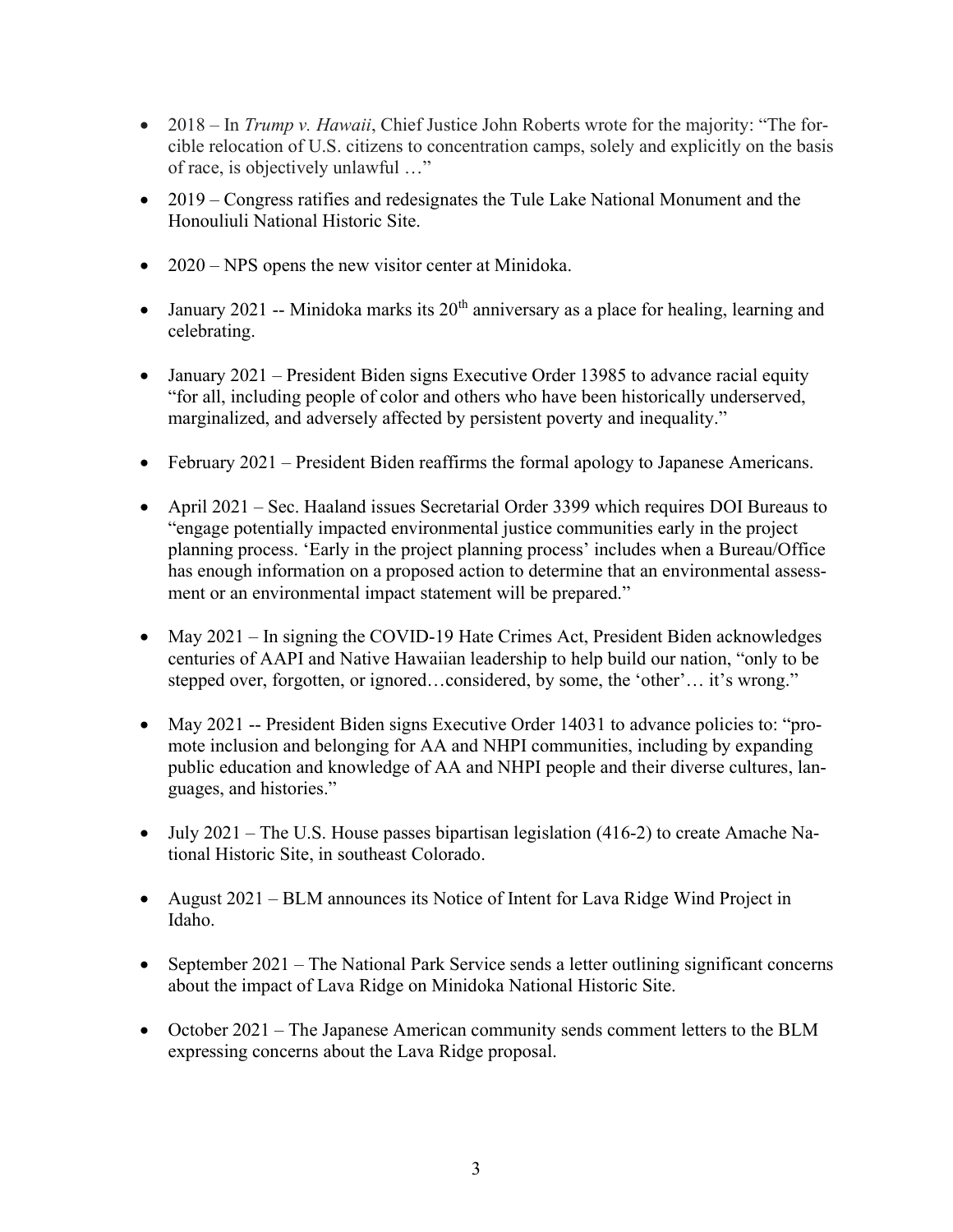- 2018 – In *Trump v. Hawaii*, Chief Justice John Roberts wrote for the majority: "The forcible relocation of U.S. citizens to concentration camps, solely and explicitly on the basis of race, is objectively unlawful …"
- 2019 – Congress ratifies and redesignates the Tule Lake National Monument and the Honouliuli National Historic Site.
- 2020 – NPS opens the new visitor center at Minidoka.
- January 2021 -- Minidoka marks its 20th anniversary as a place for healing, learning and celebrating.
- January 2021 – President Biden signs Executive Order 13985 to advance racial equity "for all, including people of color and others who have been historically underserved, marginalized, and adversely affected by persistent poverty and inequality."
- February 2021 – President Biden reaffirms the formal apology to Japanese Americans.
- April 2021 – Sec. Haaland issues Secretarial Order 3399 which requires DOI Bureaus to "engage potentially impacted environmental justice communities early in the project planning process. 'Early in the project planning process' includes when a Bureau/Office has enough information on a proposed action to determine that an environmental assessment or an environmental impact statement will be prepared."
- May 2021 – In signing the COVID-19 Hate Crimes Act, President Biden acknowledges centuries of AAPI and Native Hawaiian leadership to help build our nation, "only to be stepped over, forgotten, or ignored…considered, by some, the 'other'… it's wrong."
- May 2021 -- President Biden signs Executive Order 14031 to advance policies to: "promote inclusion and belonging for AA and NHPI communities, including by expanding public education and knowledge of AA and NHPI people and their diverse cultures, languages, and histories."
- July 2021 – The U.S. House passes bipartisan legislation (416-2) to create Amache National Historic Site, in southeast Colorado.
- August 2021 – BLM announces its Notice of Intent for Lava Ridge Wind Project in Idaho.
- September 2021 – The National Park Service sends a letter outlining significant concerns about the impact of Lava Ridge on Minidoka National Historic Site.
- October 2021 – The Japanese American community sends comment letters to the BLM expressing concerns about the Lava Ridge proposal.